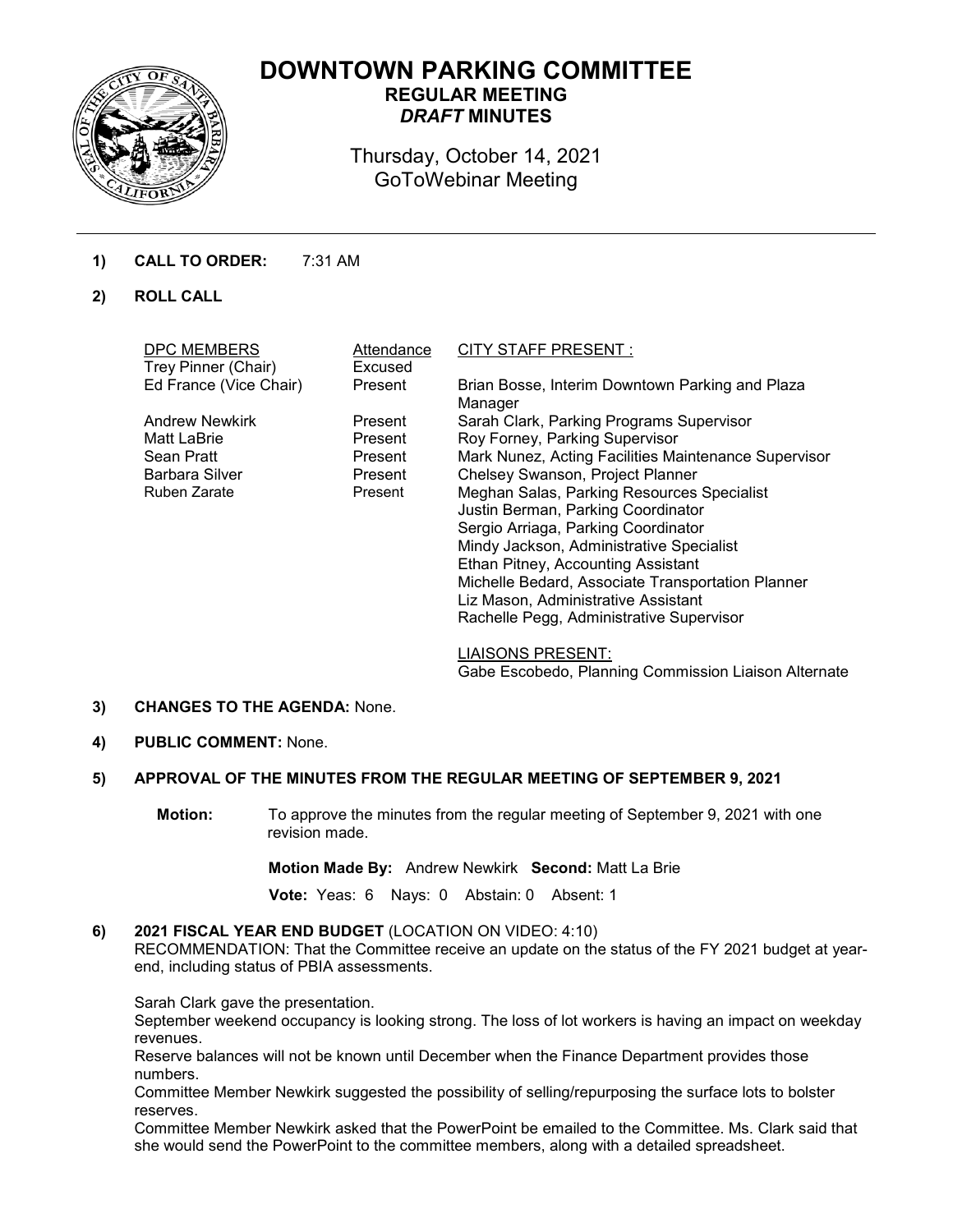# DOWNTOWN PARKING COMMITTEE

## REGULAR MEETING

## *DRAFT* MINUTES

Thursday, October 14, 2021

GoToWebinar Meeting

---

**1) CALL TO ORDER:** 7:31 AM

**2) ROLL CALL**

| DPC MEMBERS | Attendance | CITY STAFF PRESENT : |
|---|---|---|
| Trey Pinner (Chair) | Excused | |
| Ed France (Vice Chair) | Present | Brian Bosse, Interim Downtown Parking and Plaza Manager |
| Andrew Newkirk | Present | Sarah Clark, Parking Programs Supervisor |
| Matt LaBrie | Present | Roy Forney, Parking Supervisor |
| Sean Pratt | Present | Mark Nunez, Acting Facilities Maintenance Supervisor |
| Barbara Silver | Present | Chelsey Swanson, Project Planner |
| Ruben Zarate | Present | Meghan Salas, Parking Resources Specialist |
| | | Justin Berman, Parking Coordinator |
| | | Sergio Arriaga, Parking Coordinator |
| | | Mindy Jackson, Administrative Specialist |
| | | Ethan Pitney, Accounting Assistant |
| | | Michelle Bedard, Associate Transportation Planner |
| | | Liz Mason, Administrative Assistant |
| | | Rachelle Pegg, Administrative Supervisor |

LIAISONS PRESENT:
Gabe Escobedo, Planning Commission Liaison Alternate

**3) CHANGES TO THE AGENDA:** None.

**4) PUBLIC COMMENT:** None.

**5) APPROVAL OF THE MINUTES FROM THE REGULAR MEETING OF SEPTEMBER 9, 2021**

**Motion:** To approve the minutes from the regular meeting of September 9, 2021 with one revision made.

**Motion Made By:** Andrew Newkirk **Second:** Matt La Brie

**Vote:** Yeas: 6 Nays: 0 Abstain: 0 Absent: 1

**6) 2021 FISCAL YEAR END BUDGET** (LOCATION ON VIDEO: 4:10)

RECOMMENDATION: That the Committee receive an update on the status of the FY 2021 budget at year-end, including status of PBIA assessments.

Sarah Clark gave the presentation.

September weekend occupancy is looking strong. The loss of lot workers is having an impact on weekday revenues.

Reserve balances will not be known until December when the Finance Department provides those numbers.

Committee Member Newkirk suggested the possibility of selling/repurposing the surface lots to bolster reserves.

Committee Member Newkirk asked that the PowerPoint be emailed to the Committee. Ms. Clark said that she would send the PowerPoint to the committee members, along with a detailed spreadsheet.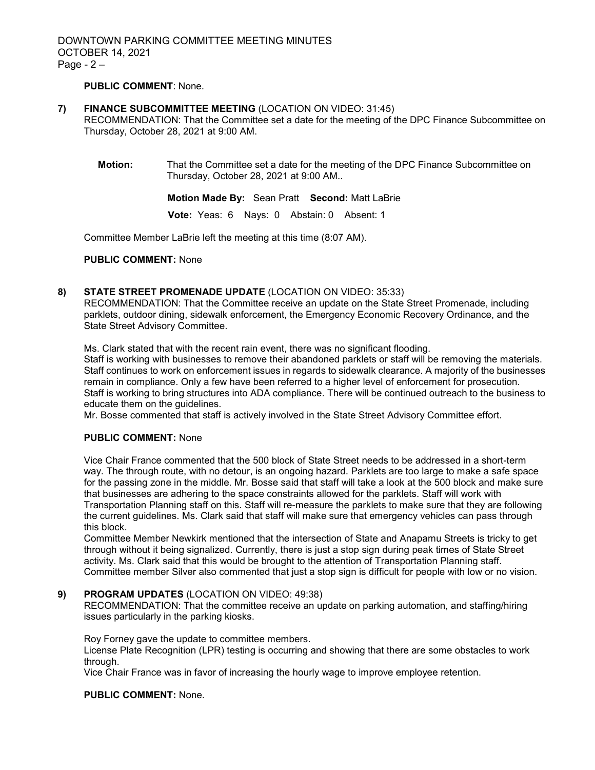**PUBLIC COMMENT**: None.

**7) FINANCE SUBCOMMITTEE MEETING** (LOCATION ON VIDEO: 31:45)
RECOMMENDATION: That the Committee set a date for the meeting of the DPC Finance Subcommittee on Thursday, October 28, 2021 at 9:00 AM.

**Motion:** That the Committee set a date for the meeting of the DPC Finance Subcommittee on Thursday, October 28, 2021 at 9:00 AM..

**Motion Made By:** Sean Pratt **Second:** Matt LaBrie

**Vote:** Yeas: 6 Nays: 0 Abstain: 0 Absent: 1

Committee Member LaBrie left the meeting at this time (8:07 AM).

**PUBLIC COMMENT:** None

**8) STATE STREET PROMENADE UPDATE** (LOCATION ON VIDEO: 35:33)
RECOMMENDATION: That the Committee receive an update on the State Street Promenade, including parklets, outdoor dining, sidewalk enforcement, the Emergency Economic Recovery Ordinance, and the State Street Advisory Committee.

Ms. Clark stated that with the recent rain event, there was no significant flooding.
Staff is working with businesses to remove their abandoned parklets or staff will be removing the materials.
Staff continues to work on enforcement issues in regards to sidewalk clearance. A majority of the businesses remain in compliance. Only a few have been referred to a higher level of enforcement for prosecution.
Staff is working to bring structures into ADA compliance. There will be continued outreach to the business to educate them on the guidelines.
Mr. Bosse commented that staff is actively involved in the State Street Advisory Committee effort.

**PUBLIC COMMENT:** None

Vice Chair France commented that the 500 block of State Street needs to be addressed in a short-term way. The through route, with no detour, is an ongoing hazard. Parklets are too large to make a safe space for the passing zone in the middle. Mr. Bosse said that staff will take a look at the 500 block and make sure that businesses are adhering to the space constraints allowed for the parklets. Staff will work with Transportation Planning staff on this. Staff will re-measure the parklets to make sure that they are following the current guidelines. Ms. Clark said that staff will make sure that emergency vehicles can pass through this block.
Committee Member Newkirk mentioned that the intersection of State and Anapamu Streets is tricky to get through without it being signalized. Currently, there is just a stop sign during peak times of State Street activity. Ms. Clark said that this would be brought to the attention of Transportation Planning staff.
Committee member Silver also commented that just a stop sign is difficult for people with low or no vision.

**9) PROGRAM UPDATES** (LOCATION ON VIDEO: 49:38)
RECOMMENDATION: That the committee receive an update on parking automation, and staffing/hiring issues particularly in the parking kiosks.

Roy Forney gave the update to committee members.
License Plate Recognition (LPR) testing is occurring and showing that there are some obstacles to work through.
Vice Chair France was in favor of increasing the hourly wage to improve employee retention.

**PUBLIC COMMENT:** None.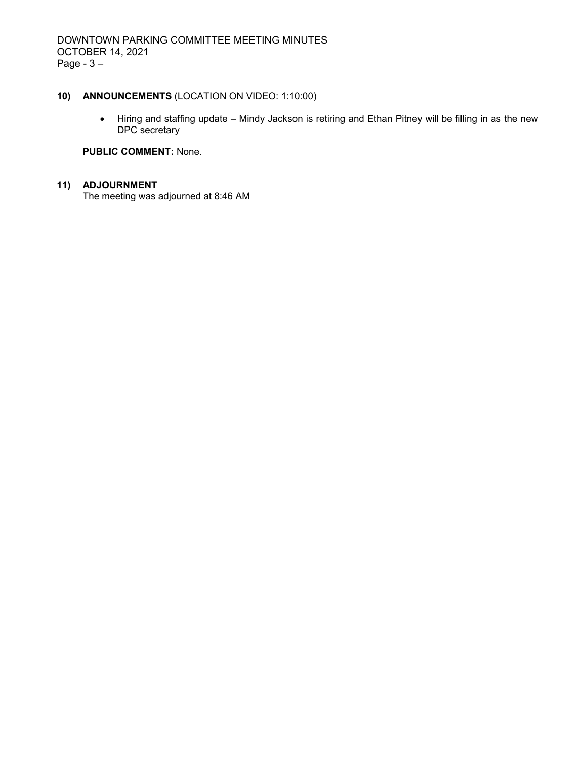**10) ANNOUNCEMENTS** (LOCATION ON VIDEO: 1:10:00)

- Hiring and staffing update – Mindy Jackson is retiring and Ethan Pitney will be filling in as the new DPC secretary

**PUBLIC COMMENT:** None.

**11) ADJOURNMENT**

The meeting was adjourned at 8:46 AM